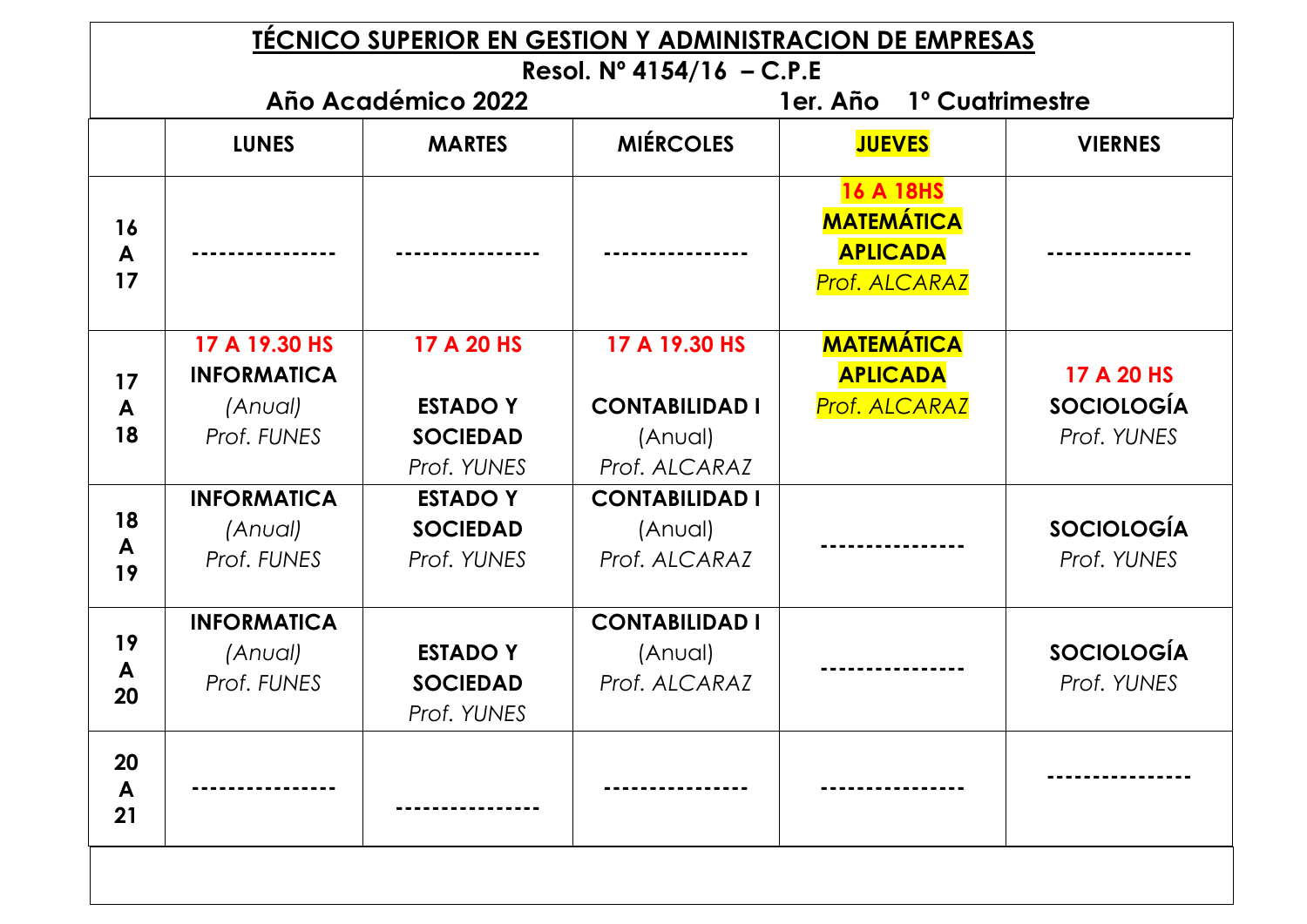# TÉCNICO SUPERIOR EN GESTION Y ADMINISTRACION DE EMPRESAS

**Resol. Nº 4154/16 – C.P.E**

**Año Académico 2022** **1er. Año 1º Cuatrimestre**

| | LUNES | MARTES | MIÉRCOLES | JUEVES | VIERNES |
|---|---|---|---|---|---|
| 16 A 17 | ---------------- | ---------------- | ---------------- | **16 A 18HS** **MATEMÁTICA APLICADA** *Prof. ALCARAZ* | ---------------- |
| 17 A 18 | **17 A 19.30 HS** **INFORMATICA** *(Anual)* *Prof. FUNES* | **17 A 20 HS** **ESTADO Y SOCIEDAD** *Prof. YUNES* | **17 A 19.30 HS** **CONTABILIDAD I** (Anual) *Prof. ALCARAZ* | **MATEMÁTICA APLICADA** *Prof. ALCARAZ* | **17 A 20 HS** **SOCIOLOGÍA** *Prof. YUNES* |
| 18 A 19 | **INFORMATICA** *(Anual)* *Prof. FUNES* | **ESTADO Y SOCIEDAD** *Prof. YUNES* | **CONTABILIDAD I** (Anual) *Prof. ALCARAZ* | ---------------- | **SOCIOLOGÍA** *Prof. YUNES* |
| 19 A 20 | **INFORMATICA** *(Anual)* *Prof. FUNES* | **ESTADO Y SOCIEDAD** *Prof. YUNES* | **CONTABILIDAD I** (Anual) *Prof. ALCARAZ* | ---------------- | **SOCIOLOGÍA** *Prof. YUNES* |
| 20 A 21 | ---------------- | ---------------- | ---------------- | ---------------- | ---------------- |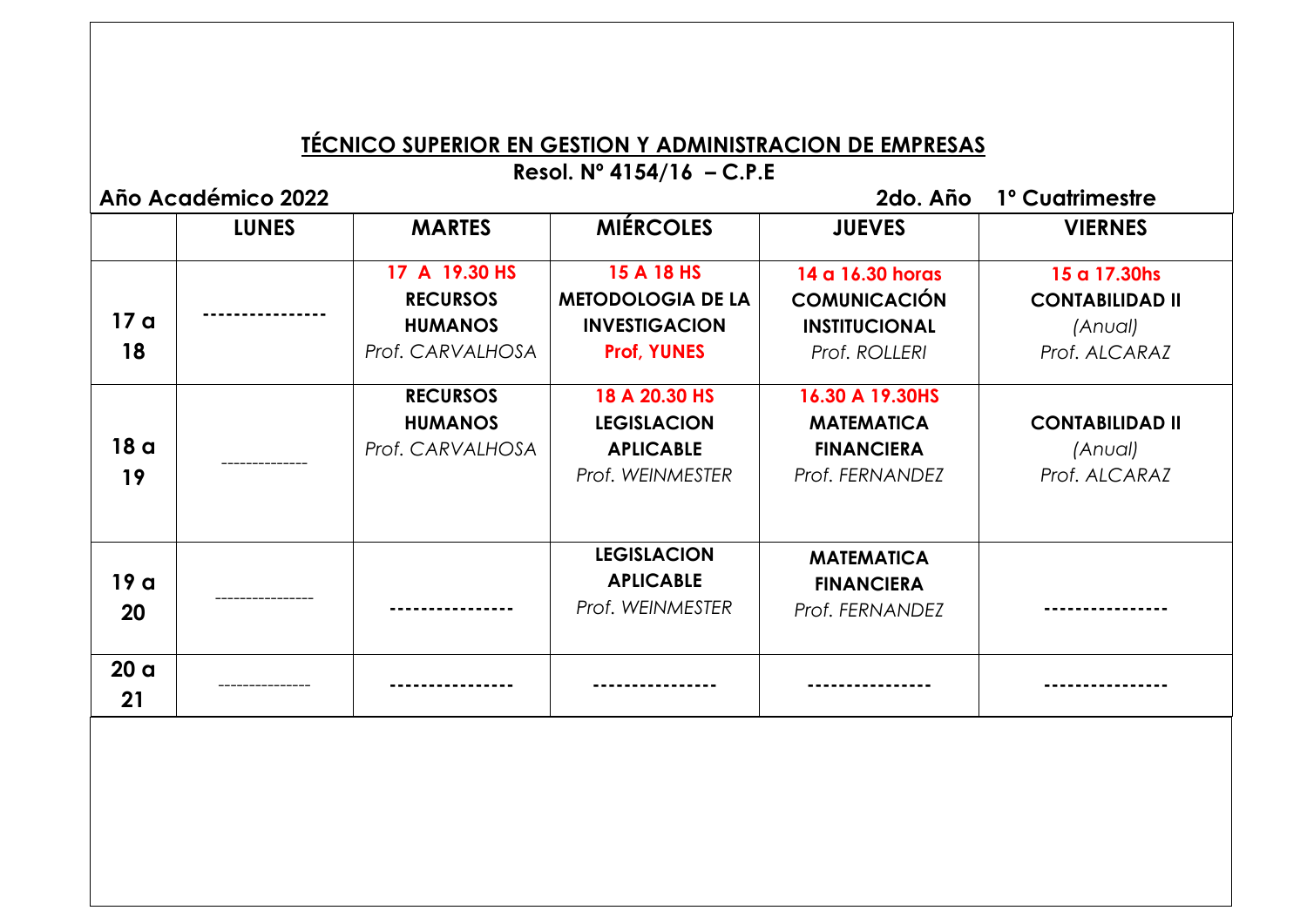# TÉCNICO SUPERIOR EN GESTION Y ADMINISTRACION DE EMPRESAS

**Resol. Nº 4154/16 – C.P.E**

**Año Académico 2022** **2do. Año 1º Cuatrimestre**

| | LUNES | MARTES | MIÉRCOLES | JUEVES | VIERNES |
|---|---|---|---|---|---|
| **17 a 18** | --------------- | **17 A 19.30 HS** **RECURSOS HUMANOS** *Prof. CARVALHOSA* | **15 A 18 HS** **METODOLOGIA DE LA INVESTIGACION** **Prof, YUNES** | **14 a 16.30 horas** **COMUNICACIÓN INSTITUCIONAL** *Prof. ROLLERI* | **15 a 17.30hs** **CONTABILIDAD II** *(Anual)* *Prof. ALCARAZ* |
| **18 a 19** | -------------- | **RECURSOS HUMANOS** *Prof. CARVALHOSA* | **18 A 20.30 HS** **LEGISLACION APLICABLE** *Prof. WEINMESTER* | **16.30 A 19.30HS** **MATEMATICA FINANCIERA** *Prof. FERNANDEZ* | **CONTABILIDAD II** *(Anual)* *Prof. ALCARAZ* |
| **19 a 20** | --------------- | --------------- | **LEGISLACION APLICABLE** *Prof. WEINMESTER* | **MATEMATICA FINANCIERA** *Prof. FERNANDEZ* | --------------- |
| **20 a 21** | --------------- | --------------- | --------------- | --------------- | --------------- |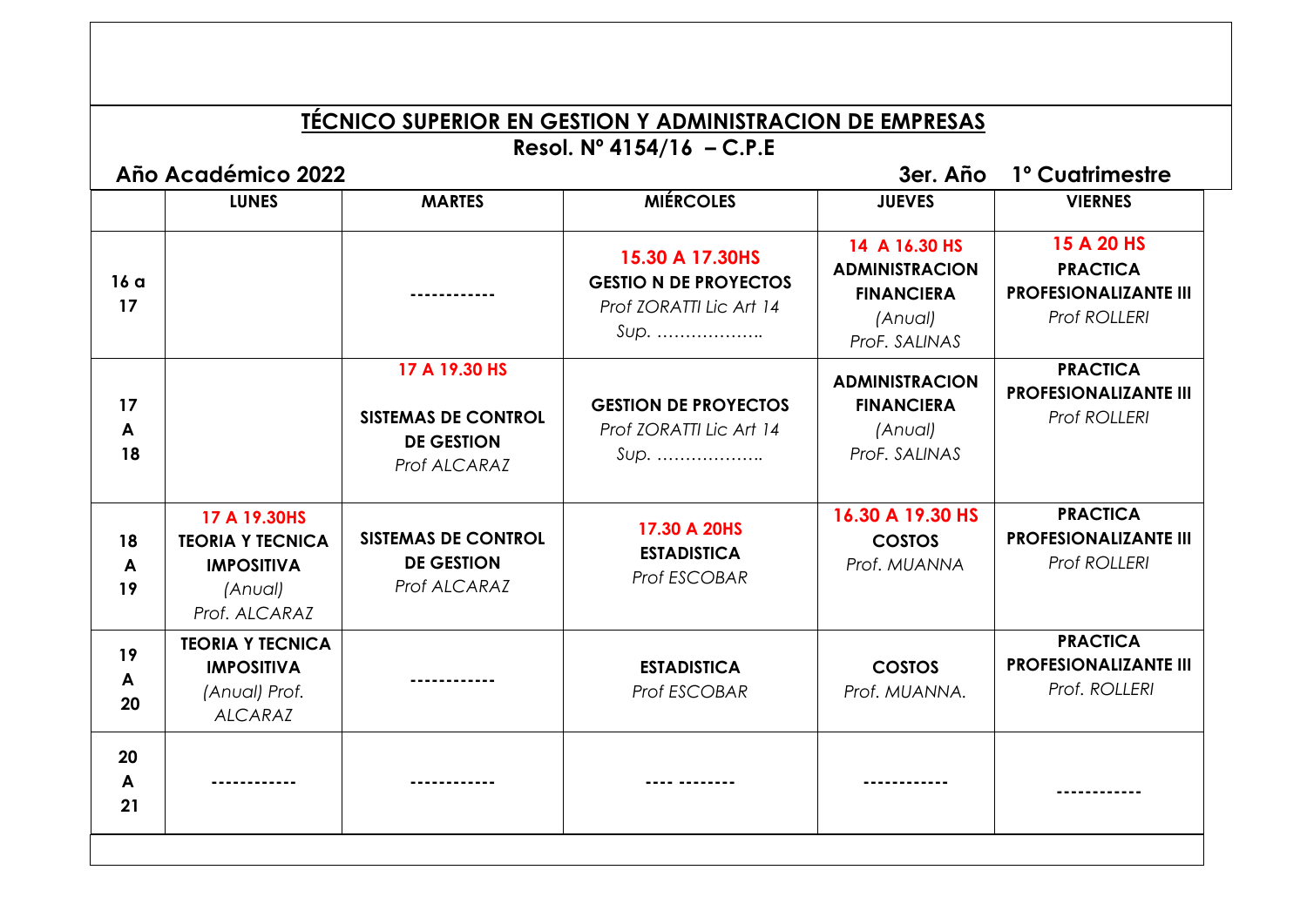# TÉCNICO SUPERIOR EN GESTION Y ADMINISTRACION DE EMPRESAS

**Resol. N° 4154/16 – C.P.E**

**Año Académico 2022** **3er. Año 1° Cuatrimestre**

| | LUNES | MARTES | MIÉRCOLES | JUEVES | VIERNES |
|---|---|---|---|---|---|
| **16 a 17** | | ------------ | **15.30 A 17.30HS** **GESTIO N DE PROYECTOS** *Prof ZORATTI Lic Art 14 Sup. ……………….* | **14 A 16.30 HS** **ADMINISTRACION FINANCIERA** *(Anual) ProF. SALINAS* | **15 A 20 HS** **PRACTICA PROFESIONALIZANTE III** *Prof ROLLERI* |
| **17 A 18** | | **17 A 19.30 HS** **SISTEMAS DE CONTROL DE GESTION** *Prof ALCARAZ* | **GESTION DE PROYECTOS** *Prof ZORATTI Lic Art 14 Sup. ……………….* | **ADMINISTRACION FINANCIERA** *(Anual) ProF. SALINAS* | **PRACTICA PROFESIONALIZANTE III** *Prof ROLLERI* |
| **18 A 19** | **17 A 19.30HS** **TEORIA Y TECNICA IMPOSITIVA** *(Anual) Prof. ALCARAZ* | **SISTEMAS DE CONTROL DE GESTION** *Prof ALCARAZ* | **17.30 A 20HS** **ESTADISTICA** *Prof ESCOBAR* | **16.30 A 19.30 HS** **COSTOS** *Prof. MUANNA* | **PRACTICA PROFESIONALIZANTE III** *Prof ROLLERI* |
| **19 A 20** | **TEORIA Y TECNICA IMPOSITIVA** *(Anual) Prof. ALCARAZ* | ------------ | **ESTADISTICA** *Prof ESCOBAR* | **COSTOS** *Prof. MUANNA.* | **PRACTICA PROFESIONALIZANTE III** *Prof. ROLLERI* |
| **20 A 21** | ------------ | ------------ | ---- -------- | ------------ | ------------ |